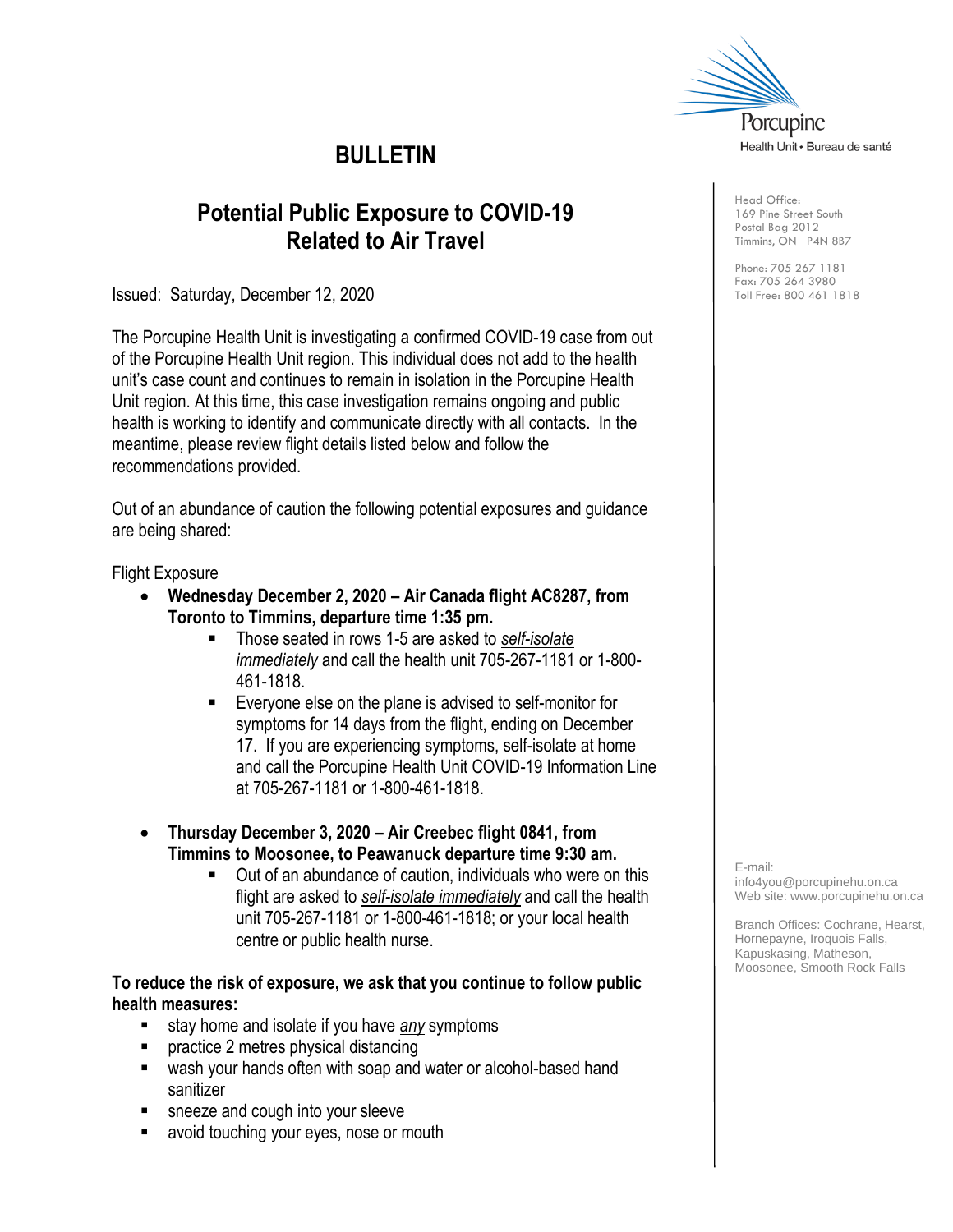Porcupine
Health Unit • Bureau de santé

# BULLETIN

## Potential Public Exposure to COVID-19 Related to Air Travel

Issued: Saturday, December 12, 2020

The Porcupine Health Unit is investigating a confirmed COVID-19 case from out of the Porcupine Health Unit region. This individual does not add to the health unit's case count and continues to remain in isolation in the Porcupine Health Unit region. At this time, this case investigation remains ongoing and public health is working to identify and communicate directly with all contacts. In the meantime, please review flight details listed below and follow the recommendations provided.

Out of an abundance of caution the following potential exposures and guidance are being shared:

Flight Exposure

- **Wednesday December 2, 2020 – Air Canada flight AC8287, from Toronto to Timmins, departure time 1:35 pm.**
  - Those seated in rows 1-5 are asked to *self-isolate immediately* and call the health unit 705-267-1181 or 1-800-461-1818.
  - Everyone else on the plane is advised to self-monitor for symptoms for 14 days from the flight, ending on December 17. If you are experiencing symptoms, self-isolate at home and call the Porcupine Health Unit COVID-19 Information Line at 705-267-1181 or 1-800-461-1818.

- **Thursday December 3, 2020 – Air Creebec flight 0841, from Timmins to Moosonee, to Peawanuck departure time 9:30 am.**
  - Out of an abundance of caution, individuals who were on this flight are asked to *self-isolate immediately* and call the health unit 705-267-1181 or 1-800-461-1818; or your local health centre or public health nurse.

**To reduce the risk of exposure, we ask that you continue to follow public health measures:**

- stay home and isolate if you have *any* symptoms
- practice 2 metres physical distancing
- wash your hands often with soap and water or alcohol-based hand sanitizer
- sneeze and cough into your sleeve
- avoid touching your eyes, nose or mouth

Head Office:
169 Pine Street South
Postal Bag 2012
Timmins, ON P4N 8B7

Phone: 705 267 1181
Fax: 705 264 3980
Toll Free: 800 461 1818

E-mail:
info4you@porcupinehu.on.ca
Web site: www.porcupinehu.on.ca

Branch Offices: Cochrane, Hearst, Hornepayne, Iroquois Falls, Kapuskasing, Matheson, Moosonee, Smooth Rock Falls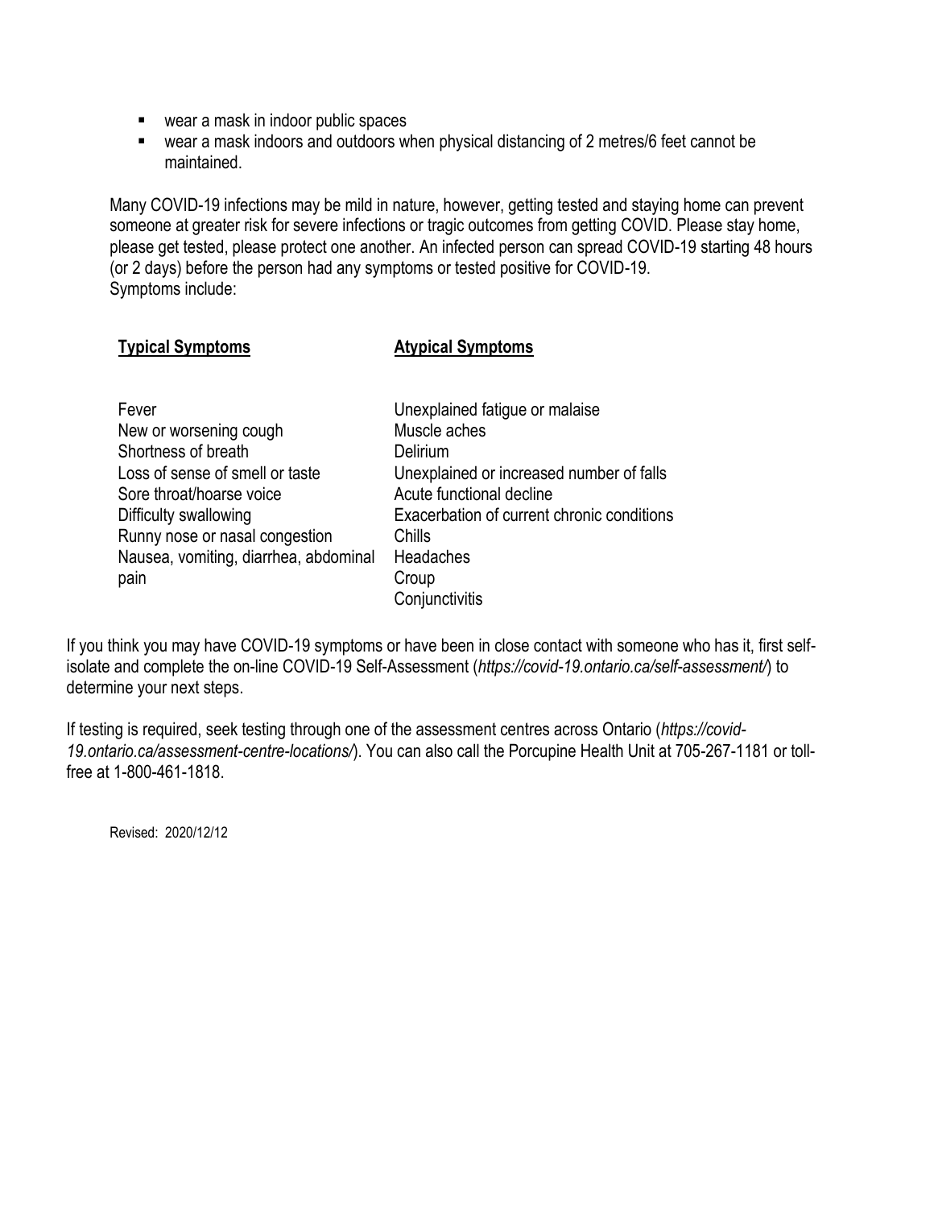- wear a mask in indoor public spaces
- wear a mask indoors and outdoors when physical distancing of 2 metres/6 feet cannot be maintained.

Many COVID-19 infections may be mild in nature, however, getting tested and staying home can prevent someone at greater risk for severe infections or tragic outcomes from getting COVID. Please stay home, please get tested, please protect one another. An infected person can spread COVID-19 starting 48 hours (or 2 days) before the person had any symptoms or tested positive for COVID-19.
Symptoms include:

| **Typical Symptoms** | **Atypical Symptoms** |
|---|---|
| Fever | Unexplained fatigue or malaise |
| New or worsening cough | Muscle aches |
| Shortness of breath | Delirium |
| Loss of sense of smell or taste | Unexplained or increased number of falls |
| Sore throat/hoarse voice | Acute functional decline |
| Difficulty swallowing | Exacerbation of current chronic conditions |
| Runny nose or nasal congestion | Chills |
| Nausea, vomiting, diarrhea, abdominal pain | Headaches |
| | Croup |
| | Conjunctivitis |

If you think you may have COVID-19 symptoms or have been in close contact with someone who has it, first self-isolate and complete the on-line COVID-19 Self-Assessment (*https://covid-19.ontario.ca/self-assessment/*) to determine your next steps.

If testing is required, seek testing through one of the assessment centres across Ontario (*https://covid-19.ontario.ca/assessment-centre-locations/*). You can also call the Porcupine Health Unit at 705-267-1181 or toll-free at 1-800-461-1818.

Revised: 2020/12/12